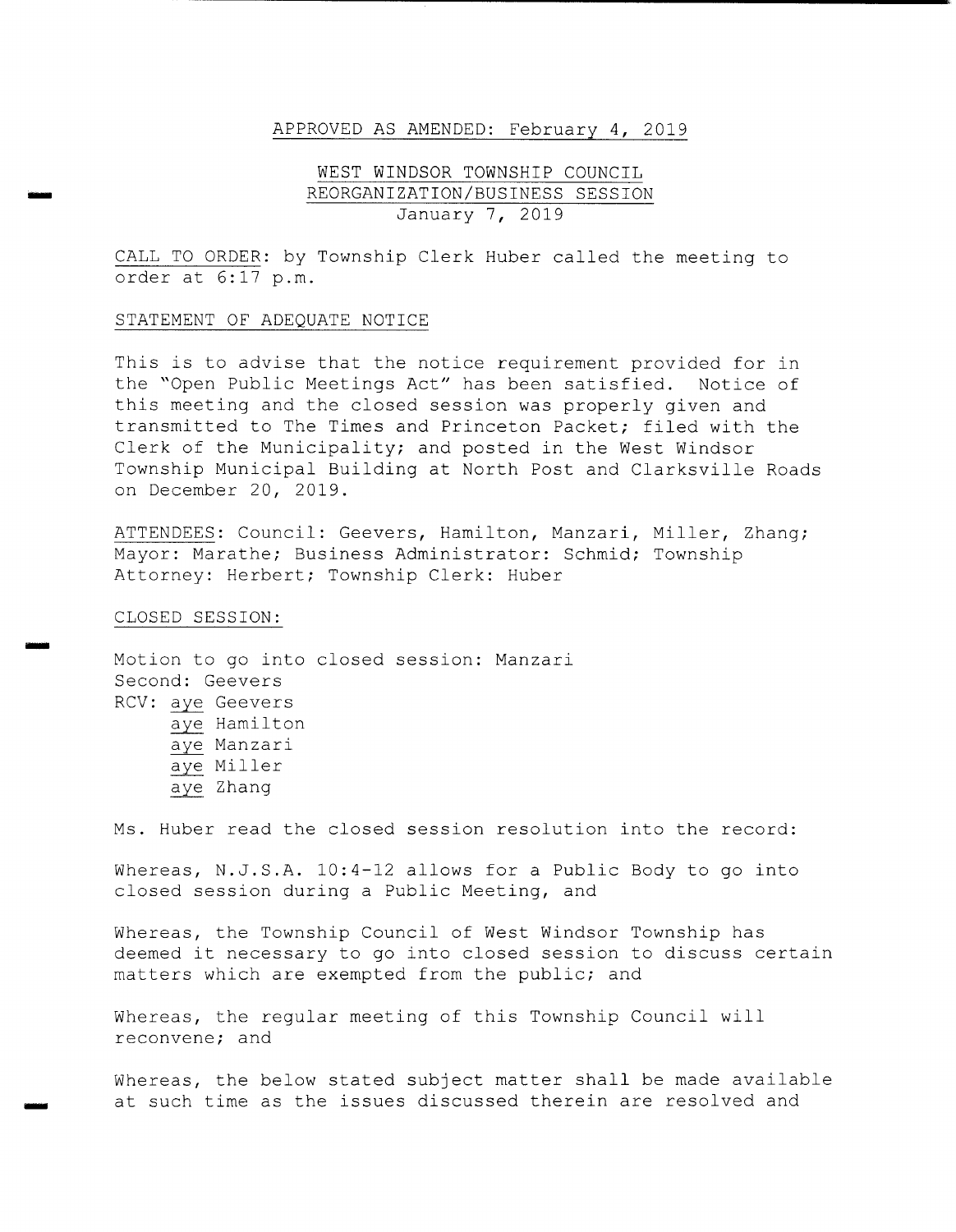APPROVED AS AMENDED: February 4, 2019

WEST WINDSOR TOWNSHIP COUNCIL
REORGANIZATION/BUSINESS SESSION
January 7, 2019

CALL TO ORDER: by Township Clerk Huber called the meeting to order at 6:17 p.m.

STATEMENT OF ADEQUATE NOTICE

This is to advise that the notice requirement provided for in the "Open Public Meetings Act" has been satisfied. Notice of this meeting and the closed session was properly given and transmitted to The Times and Princeton Packet; filed with the Clerk of the Municipality; and posted in the West Windsor Township Municipal Building at North Post and Clarksville Roads on December 20, 2019.

ATTENDEES: Council: Geevers, Hamilton, Manzari, Miller, Zhang; Mayor: Marathe; Business Administrator: Schmid; Township Attorney: Herbert; Township Clerk: Huber

CLOSED SESSION:

Motion to go into closed session: Manzari
Second: Geevers
RCV: aye Geevers
aye Hamilton
aye Manzari
aye Miller
aye Zhang

Ms. Huber read the closed session resolution into the record:

Whereas, N.J.S.A. 10:4-12 allows for a Public Body to go into closed session during a Public Meeting, and

Whereas, the Township Council of West Windsor Township has deemed it necessary to go into closed session to discuss certain matters which are exempted from the public; and

Whereas, the regular meeting of this Township Council will reconvene; and

Whereas, the below stated subject matter shall be made available at such time as the issues discussed therein are resolved and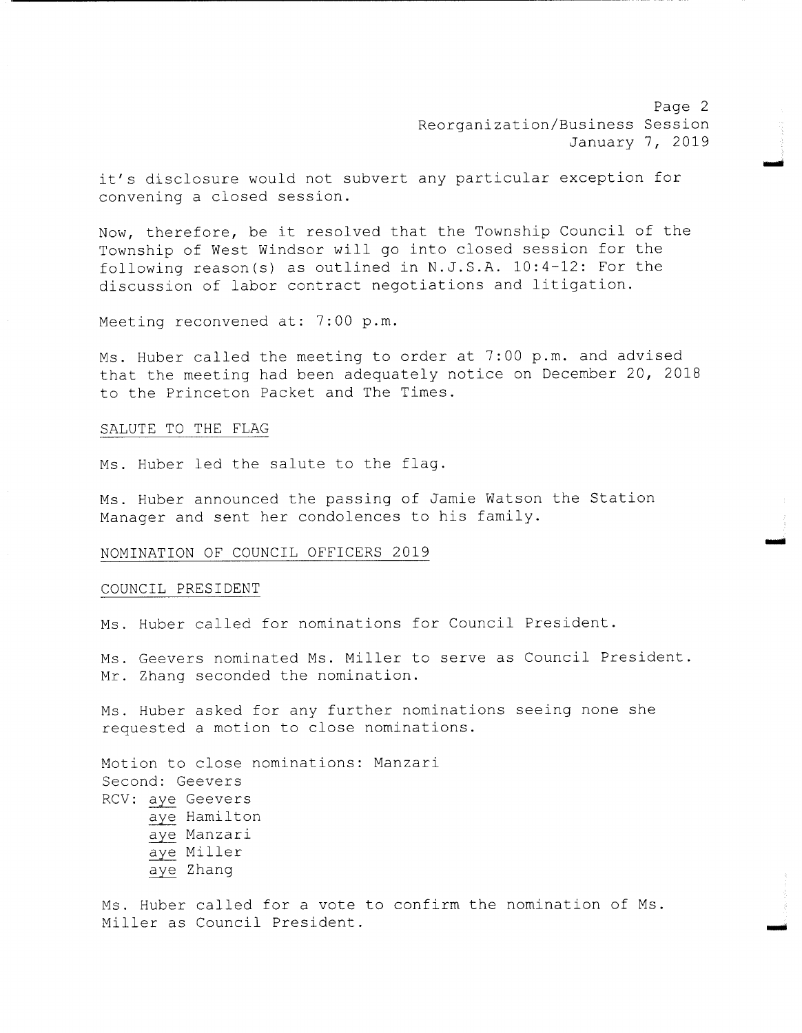it's disclosure would not subvert any particular exception for convening a closed session.

Now, therefore, be it resolved that the Township Council of the Township of West Windsor will go into closed session for the following reason(s) as outlined in N.J.S.A. 10:4-12: For the discussion of labor contract negotiations and litigation.

Meeting reconvened at: 7:00 p.m.

Ms. Huber called the meeting to order at 7:00 p.m. and advised that the meeting had been adequately notice on December 20, 2018 to the Princeton Packet and The Times.

## SALUTE TO THE FLAG

Ms. Huber led the salute to the flag.

Ms. Huber announced the passing of Jamie Watson the Station Manager and sent her condolences to his family.

## NOMINATION OF COUNCIL OFFICERS 2019

### COUNCIL PRESIDENT

Ms. Huber called for nominations for Council President.

Ms. Geevers nominated Ms. Miller to serve as Council President. Mr. Zhang seconded the nomination.

Ms. Huber asked for any further nominations seeing none she requested a motion to close nominations.

Motion to close nominations: Manzari
Second: Geevers
RCV: aye Geevers
aye Hamilton
aye Manzari
aye Miller
aye Zhang

Ms. Huber called for a vote to confirm the nomination of Ms. Miller as Council President.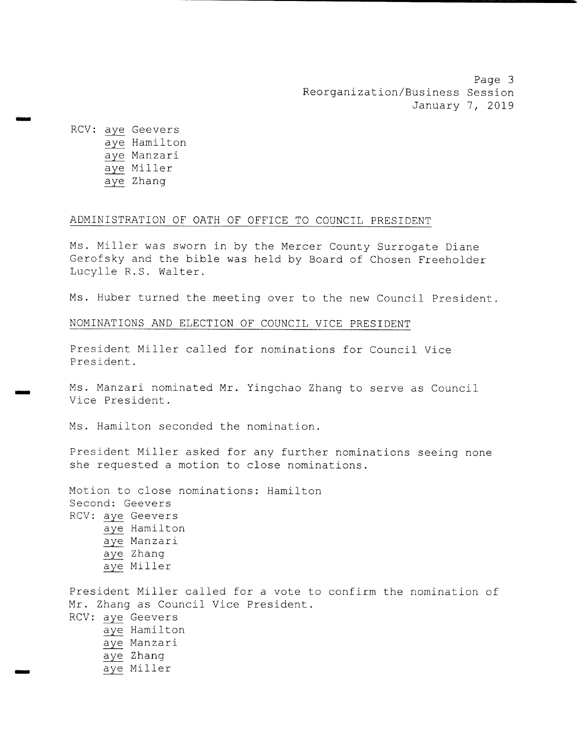RCV: aye Geevers
aye Hamilton
aye Manzari
aye Miller
aye Zhang

ADMINISTRATION OF OATH OF OFFICE TO COUNCIL PRESIDENT

Ms. Miller was sworn in by the Mercer County Surrogate Diane Gerofsky and the bible was held by Board of Chosen Freeholder Lucylle R.S. Walter.

Ms. Huber turned the meeting over to the new Council President.

NOMINATIONS AND ELECTION OF COUNCIL VICE PRESIDENT

President Miller called for nominations for Council Vice President.

Ms. Manzari nominated Mr. Yingchao Zhang to serve as Council Vice President.

Ms. Hamilton seconded the nomination.

President Miller asked for any further nominations seeing none she requested a motion to close nominations.

Motion to close nominations: Hamilton
Second: Geevers
RCV: aye Geevers
aye Hamilton
aye Manzari
aye Zhang
aye Miller

President Miller called for a vote to confirm the nomination of Mr. Zhang as Council Vice President.
RCV: aye Geevers
aye Hamilton
aye Manzari
aye Zhang
aye Miller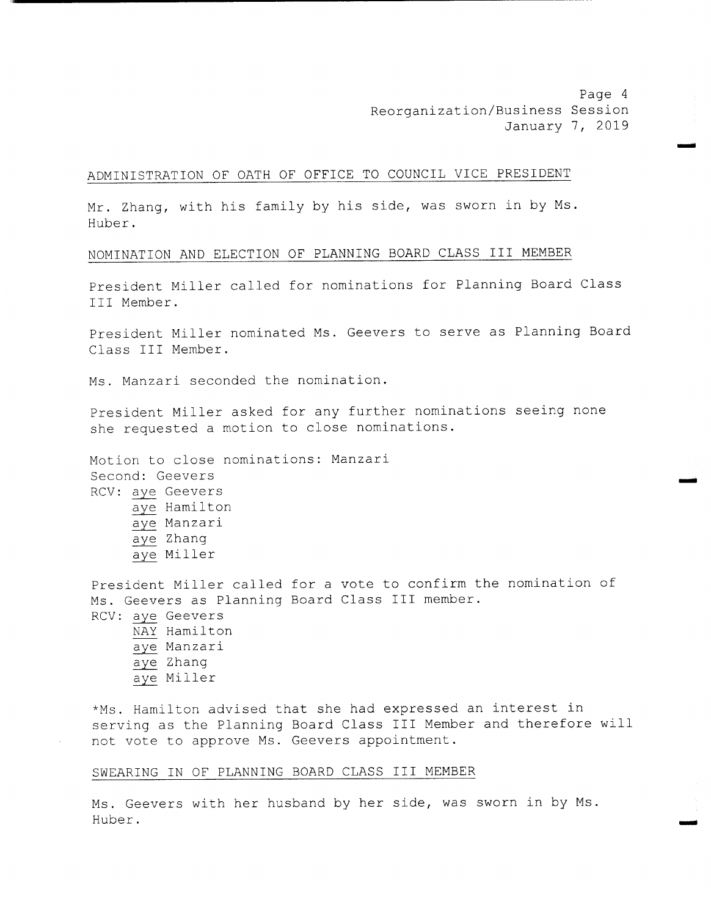## ADMINISTRATION OF OATH OF OFFICE TO COUNCIL VICE PRESIDENT

Mr. Zhang, with his family by his side, was sworn in by Ms. Huber.

## NOMINATION AND ELECTION OF PLANNING BOARD CLASS III MEMBER

President Miller called for nominations for Planning Board Class III Member.

President Miller nominated Ms. Geevers to serve as Planning Board Class III Member.

Ms. Manzari seconded the nomination.

President Miller asked for any further nominations seeing none she requested a motion to close nominations.

Motion to close nominations: Manzari
Second: Geevers
RCV: aye Geevers
aye Hamilton
aye Manzari
aye Zhang
aye Miller

President Miller called for a vote to confirm the nomination of Ms. Geevers as Planning Board Class III member.
RCV: aye Geevers
NAY Hamilton
aye Manzari
aye Zhang
aye Miller

*Ms. Hamilton advised that she had expressed an interest in serving as the Planning Board Class III Member and therefore will not vote to approve Ms. Geevers appointment.

## SWEARING IN OF PLANNING BOARD CLASS III MEMBER

Ms. Geevers with her husband by her side, was sworn in by Ms. Huber.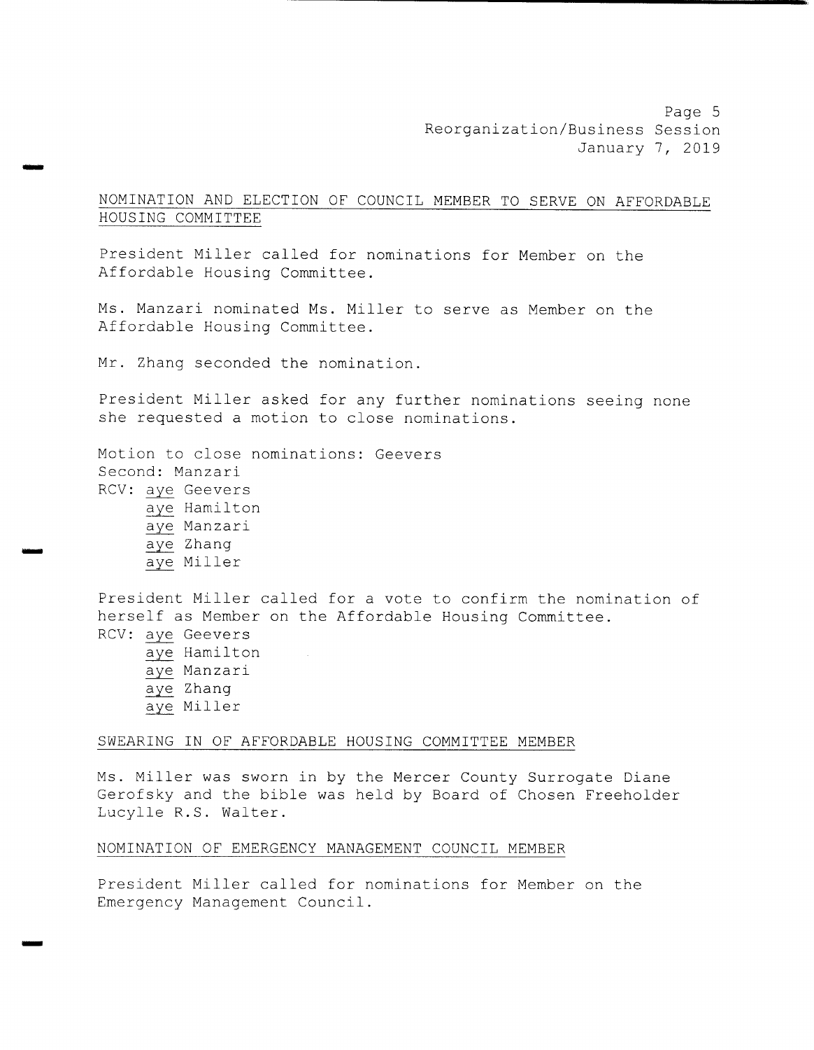## NOMINATION AND ELECTION OF COUNCIL MEMBER TO SERVE ON AFFORDABLE HOUSING COMMITTEE

President Miller called for nominations for Member on the Affordable Housing Committee.

Ms. Manzari nominated Ms. Miller to serve as Member on the Affordable Housing Committee.

Mr. Zhang seconded the nomination.

President Miller asked for any further nominations seeing none she requested a motion to close nominations.

Motion to close nominations: Geevers
Second: Manzari
RCV: aye Geevers
aye Hamilton
aye Manzari
aye Zhang
aye Miller

President Miller called for a vote to confirm the nomination of herself as Member on the Affordable Housing Committee.
RCV: aye Geevers
aye Hamilton
aye Manzari
aye Zhang
aye Miller

## SWEARING IN OF AFFORDABLE HOUSING COMMITTEE MEMBER

Ms. Miller was sworn in by the Mercer County Surrogate Diane Gerofsky and the bible was held by Board of Chosen Freeholder Lucylle R.S. Walter.

## NOMINATION OF EMERGENCY MANAGEMENT COUNCIL MEMBER

President Miller called for nominations for Member on the Emergency Management Council.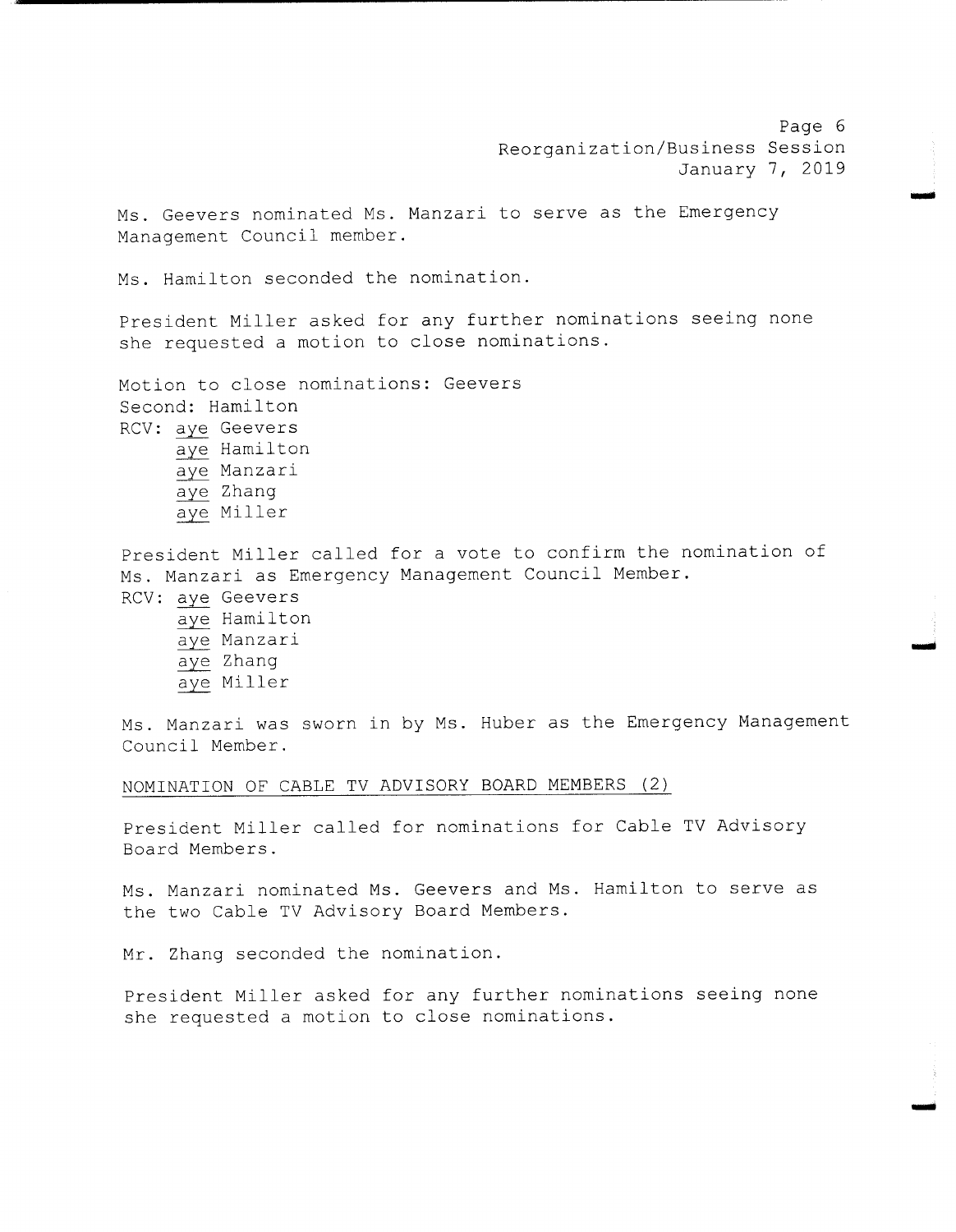Ms. Geevers nominated Ms. Manzari to serve as the Emergency Management Council member.

Ms. Hamilton seconded the nomination.

President Miller asked for any further nominations seeing none she requested a motion to close nominations.

Motion to close nominations: Geevers
Second: Hamilton
RCV: <u>aye</u> Geevers
<u>aye</u> Hamilton
<u>aye</u> Manzari
<u>aye</u> Zhang
<u>aye</u> Miller

President Miller called for a vote to confirm the nomination of Ms. Manzari as Emergency Management Council Member.
RCV: <u>aye</u> Geevers
<u>aye</u> Hamilton
<u>aye</u> Manzari
<u>aye</u> Zhang
<u>aye</u> Miller

Ms. Manzari was sworn in by Ms. Huber as the Emergency Management Council Member.

<u>NOMINATION OF CABLE TV ADVISORY BOARD MEMBERS (2)</u>

President Miller called for nominations for Cable TV Advisory Board Members.

Ms. Manzari nominated Ms. Geevers and Ms. Hamilton to serve as the two Cable TV Advisory Board Members.

Mr. Zhang seconded the nomination.

President Miller asked for any further nominations seeing none she requested a motion to close nominations.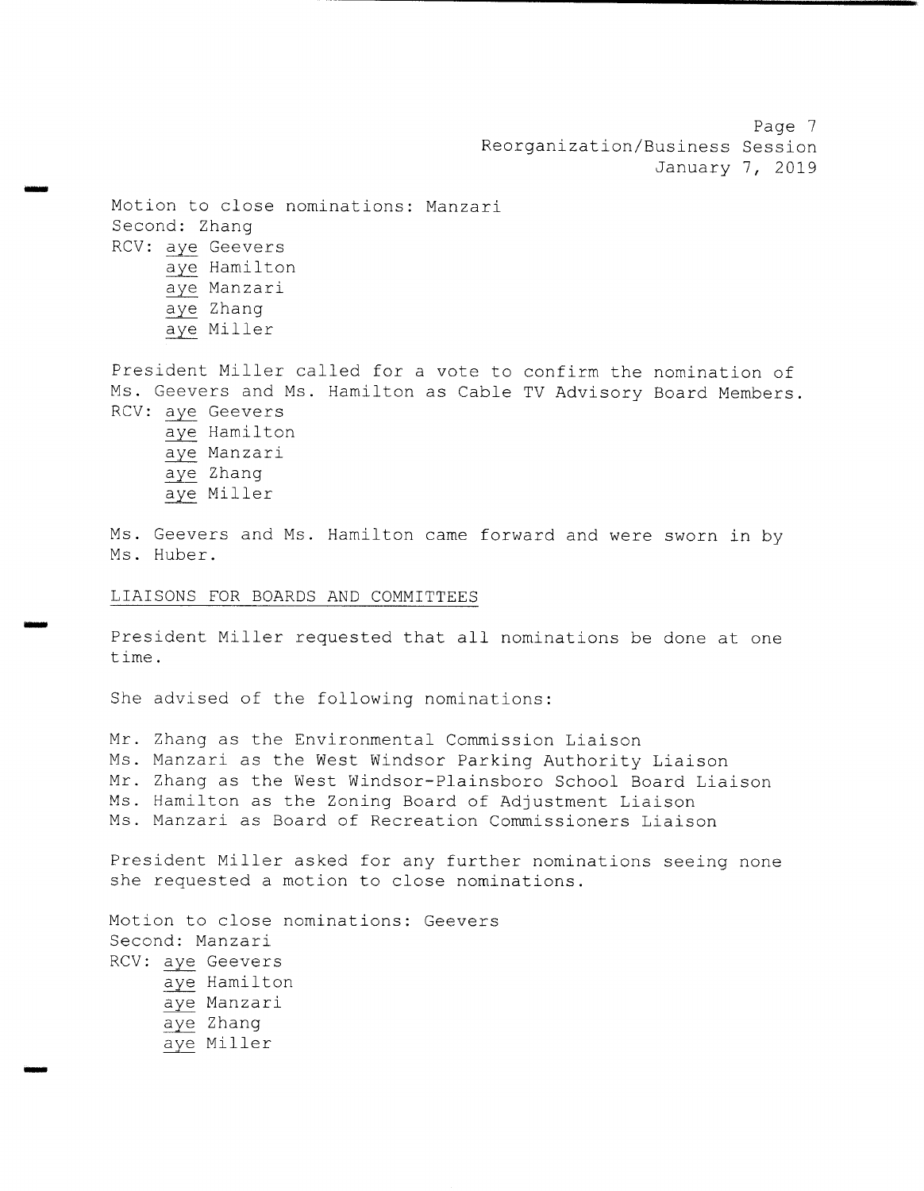Motion to close nominations: Manzari
Second: Zhang
RCV: aye Geevers
aye Hamilton
aye Manzari
aye Zhang
aye Miller

President Miller called for a vote to confirm the nomination of Ms. Geevers and Ms. Hamilton as Cable TV Advisory Board Members.
RCV: aye Geevers
aye Hamilton
aye Manzari
aye Zhang
aye Miller

Ms. Geevers and Ms. Hamilton came forward and were sworn in by Ms. Huber.

LIAISONS FOR BOARDS AND COMMITTEES

President Miller requested that all nominations be done at one time.

She advised of the following nominations:

Mr. Zhang as the Environmental Commission Liaison
Ms. Manzari as the West Windsor Parking Authority Liaison
Mr. Zhang as the West Windsor-Plainsboro School Board Liaison
Ms. Hamilton as the Zoning Board of Adjustment Liaison
Ms. Manzari as Board of Recreation Commissioners Liaison

President Miller asked for any further nominations seeing none she requested a motion to close nominations.

Motion to close nominations: Geevers
Second: Manzari
RCV: aye Geevers
aye Hamilton
aye Manzari
aye Zhang
aye Miller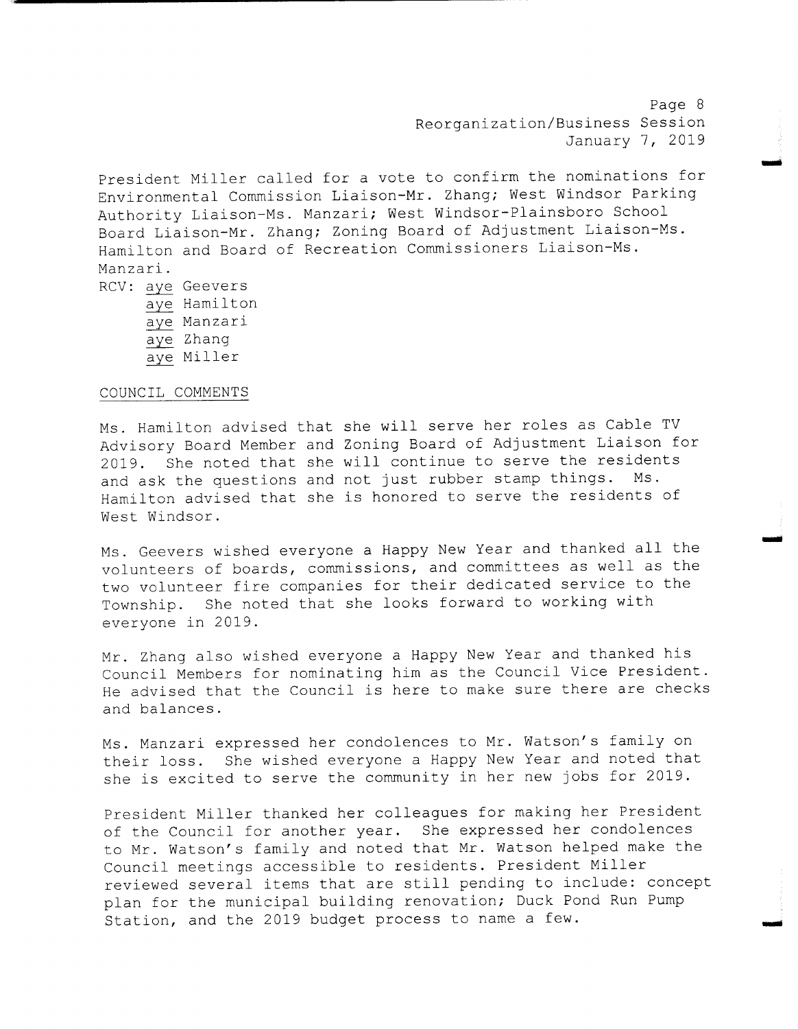President Miller called for a vote to confirm the nominations for Environmental Commission Liaison-Mr. Zhang; West Windsor Parking Authority Liaison-Ms. Manzari; West Windsor-Plainsboro School Board Liaison-Mr. Zhang; Zoning Board of Adjustment Liaison-Ms. Hamilton and Board of Recreation Commissioners Liaison-Ms. Manzari.

RCV: aye Geevers
aye Hamilton
aye Manzari
aye Zhang
aye Miller

COUNCIL COMMENTS

Ms. Hamilton advised that she will serve her roles as Cable TV Advisory Board Member and Zoning Board of Adjustment Liaison for 2019. She noted that she will continue to serve the residents and ask the questions and not just rubber stamp things. Ms. Hamilton advised that she is honored to serve the residents of West Windsor.

Ms. Geevers wished everyone a Happy New Year and thanked all the volunteers of boards, commissions, and committees as well as the two volunteer fire companies for their dedicated service to the Township. She noted that she looks forward to working with everyone in 2019.

Mr. Zhang also wished everyone a Happy New Year and thanked his Council Members for nominating him as the Council Vice President. He advised that the Council is here to make sure there are checks and balances.

Ms. Manzari expressed her condolences to Mr. Watson's family on their loss. She wished everyone a Happy New Year and noted that she is excited to serve the community in her new jobs for 2019.

President Miller thanked her colleagues for making her President of the Council for another year. She expressed her condolences to Mr. Watson's family and noted that Mr. Watson helped make the Council meetings accessible to residents. President Miller reviewed several items that are still pending to include: concept plan for the municipal building renovation; Duck Pond Run Pump Station, and the 2019 budget process to name a few.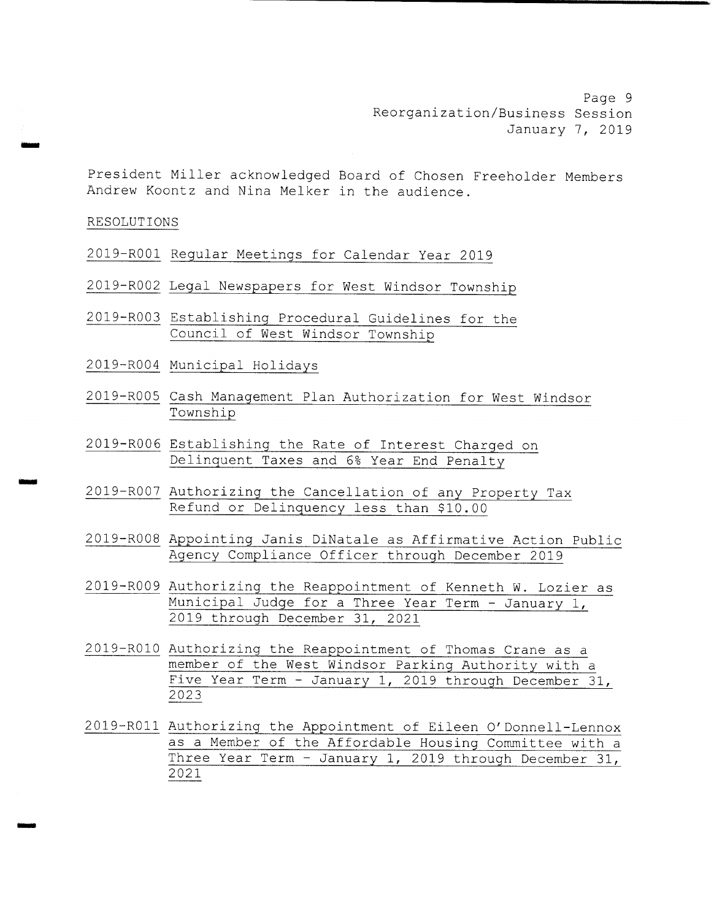President Miller acknowledged Board of Chosen Freeholder Members Andrew Koontz and Nina Melker in the audience.

RESOLUTIONS

2019-R001 Regular Meetings for Calendar Year 2019

2019-R002 Legal Newspapers for West Windsor Township

2019-R003 Establishing Procedural Guidelines for the Council of West Windsor Township

2019-R004 Municipal Holidays

2019-R005 Cash Management Plan Authorization for West Windsor Township

2019-R006 Establishing the Rate of Interest Charged on Delinquent Taxes and 6% Year End Penalty

2019-R007 Authorizing the Cancellation of any Property Tax Refund or Delinquency less than $10.00

2019-R008 Appointing Janis DiNatale as Affirmative Action Public Agency Compliance Officer through December 2019

2019-R009 Authorizing the Reappointment of Kenneth W. Lozier as Municipal Judge for a Three Year Term - January 1, 2019 through December 31, 2021

2019-R010 Authorizing the Reappointment of Thomas Crane as a member of the West Windsor Parking Authority with a Five Year Term - January 1, 2019 through December 31, 2023

2019-R011 Authorizing the Appointment of Eileen O'Donnell-Lennox as a Member of the Affordable Housing Committee with a Three Year Term - January 1, 2019 through December 31, 2021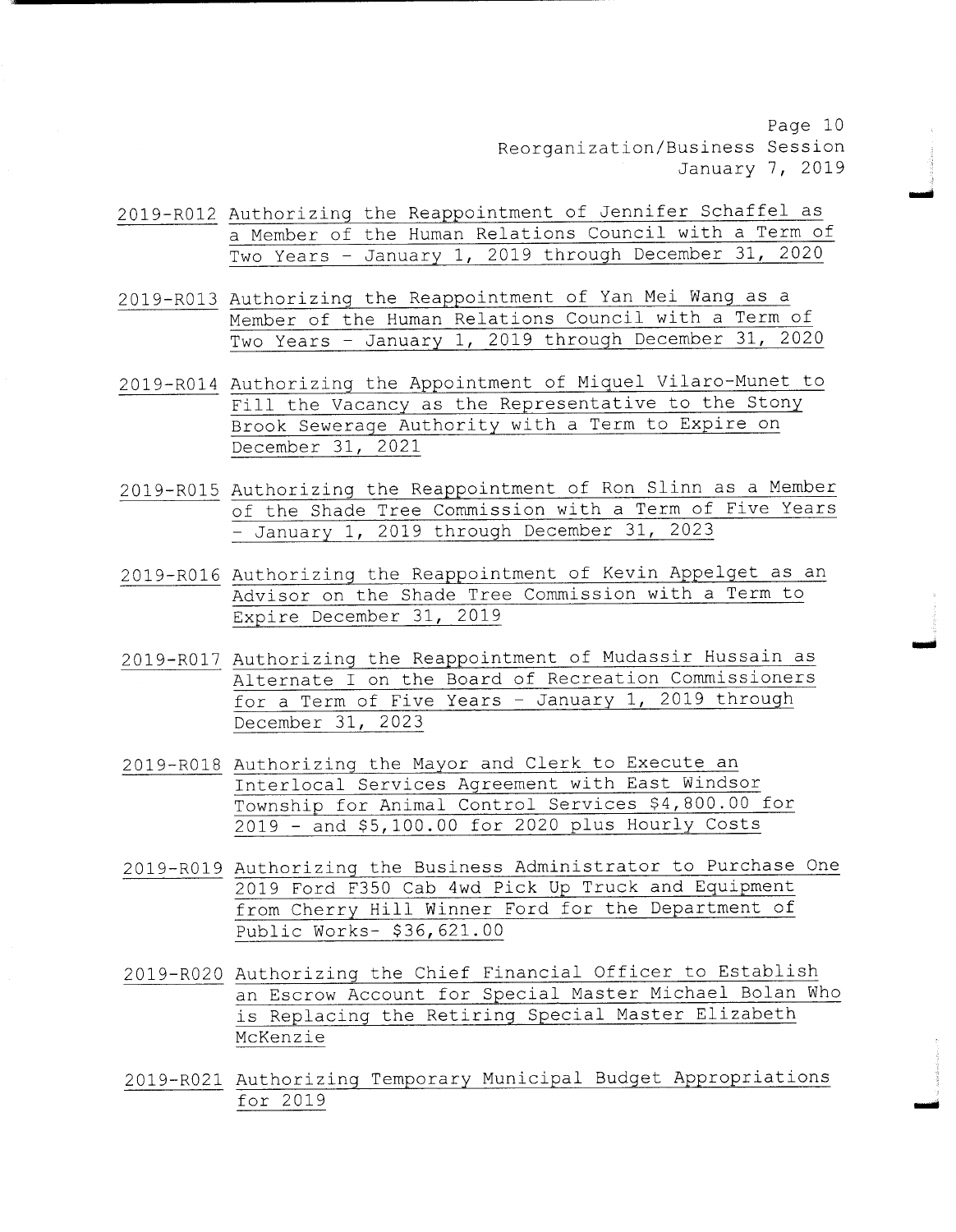2019-R012 Authorizing the Reappointment of Jennifer Schaffel as a Member of the Human Relations Council with a Term of Two Years - January 1, 2019 through December 31, 2020

2019-R013 Authorizing the Reappointment of Yan Mei Wang as a Member of the Human Relations Council with a Term of Two Years - January 1, 2019 through December 31, 2020

2019-R014 Authorizing the Appointment of Miquel Vilaro-Munet to Fill the Vacancy as the Representative to the Stony Brook Sewerage Authority with a Term to Expire on December 31, 2021

2019-R015 Authorizing the Reappointment of Ron Slinn as a Member of the Shade Tree Commission with a Term of Five Years - January 1, 2019 through December 31, 2023

2019-R016 Authorizing the Reappointment of Kevin Appelget as an Advisor on the Shade Tree Commission with a Term to Expire December 31, 2019

2019-R017 Authorizing the Reappointment of Mudassir Hussain as Alternate I on the Board of Recreation Commissioners for a Term of Five Years - January 1, 2019 through December 31, 2023

2019-R018 Authorizing the Mayor and Clerk to Execute an Interlocal Services Agreement with East Windsor Township for Animal Control Services $4,800.00 for 2019 - and $5,100.00 for 2020 plus Hourly Costs

2019-R019 Authorizing the Business Administrator to Purchase One 2019 Ford F350 Cab 4wd Pick Up Truck and Equipment from Cherry Hill Winner Ford for the Department of Public Works- $36,621.00

2019-R020 Authorizing the Chief Financial Officer to Establish an Escrow Account for Special Master Michael Bolan Who is Replacing the Retiring Special Master Elizabeth McKenzie

2019-R021 Authorizing Temporary Municipal Budget Appropriations for 2019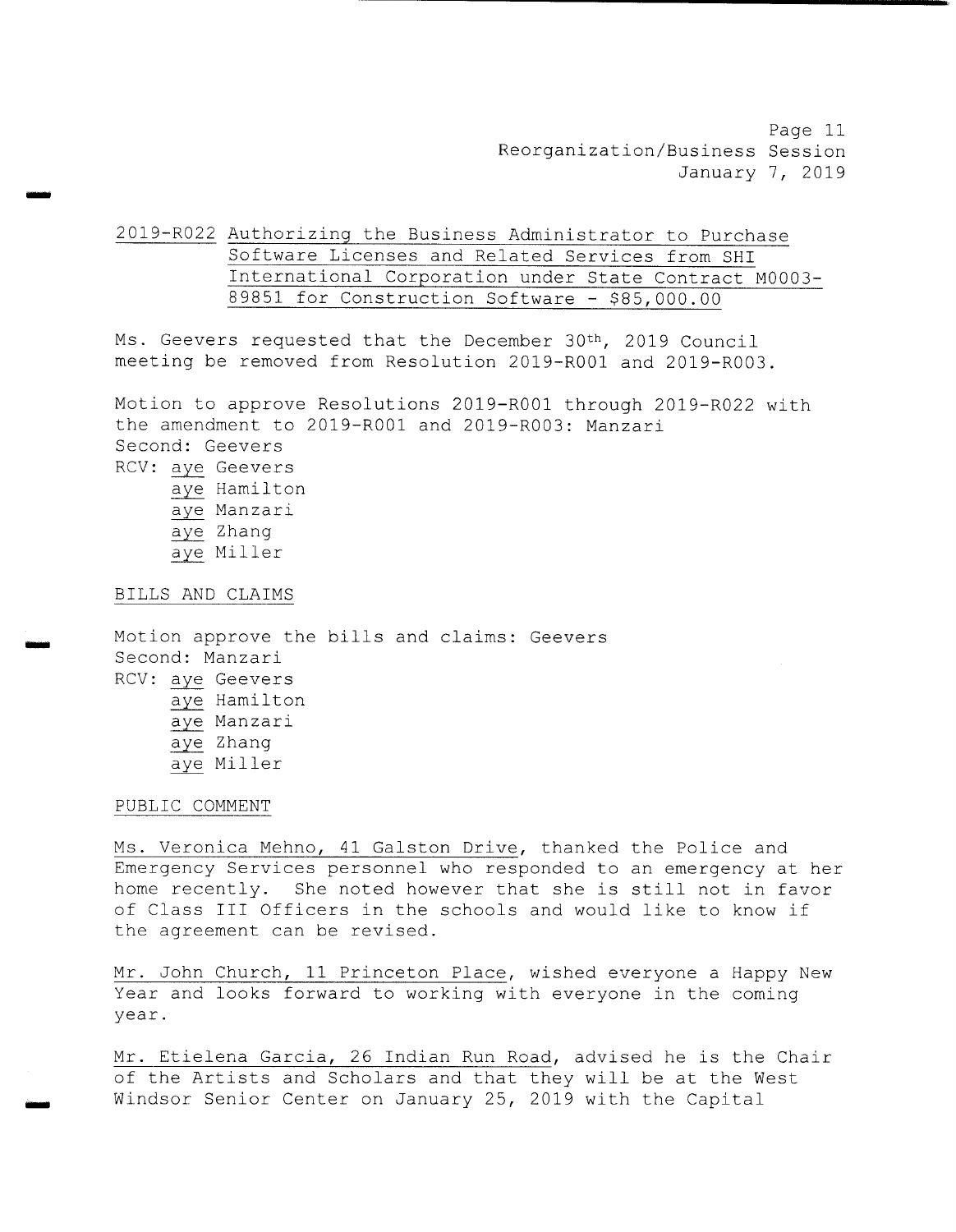2019-R022 <u>Authorizing the Business Administrator to Purchase Software Licenses and Related Services from SHI International Corporation under State Contract M0003-89851 for Construction Software - $85,000.00</u>

Ms. Geevers requested that the December 30th, 2019 Council meeting be removed from Resolution 2019-R001 and 2019-R003.

Motion to approve Resolutions 2019-R001 through 2019-R022 with the amendment to 2019-R001 and 2019-R003: Manzari
Second: Geevers
RCV: <u>aye</u> Geevers
<u>aye</u> Hamilton
<u>aye</u> Manzari
<u>aye</u> Zhang
<u>aye</u> Miller

<u>BILLS AND CLAIMS</u>

Motion approve the bills and claims: Geevers
Second: Manzari
RCV: <u>aye</u> Geevers
<u>aye</u> Hamilton
<u>aye</u> Manzari
<u>aye</u> Zhang
<u>aye</u> Miller

<u>PUBLIC COMMENT</u>

<u>Ms. Veronica Mehno, 41 Galston Drive</u>, thanked the Police and Emergency Services personnel who responded to an emergency at her home recently. She noted however that she is still not in favor of Class III Officers in the schools and would like to know if the agreement can be revised.

<u>Mr. John Church, 11 Princeton Place</u>, wished everyone a Happy New Year and looks forward to working with everyone in the coming year.

<u>Mr. Etielena Garcia, 26 Indian Run Road</u>, advised he is the Chair of the Artists and Scholars and that they will be at the West Windsor Senior Center on January 25, 2019 with the Capital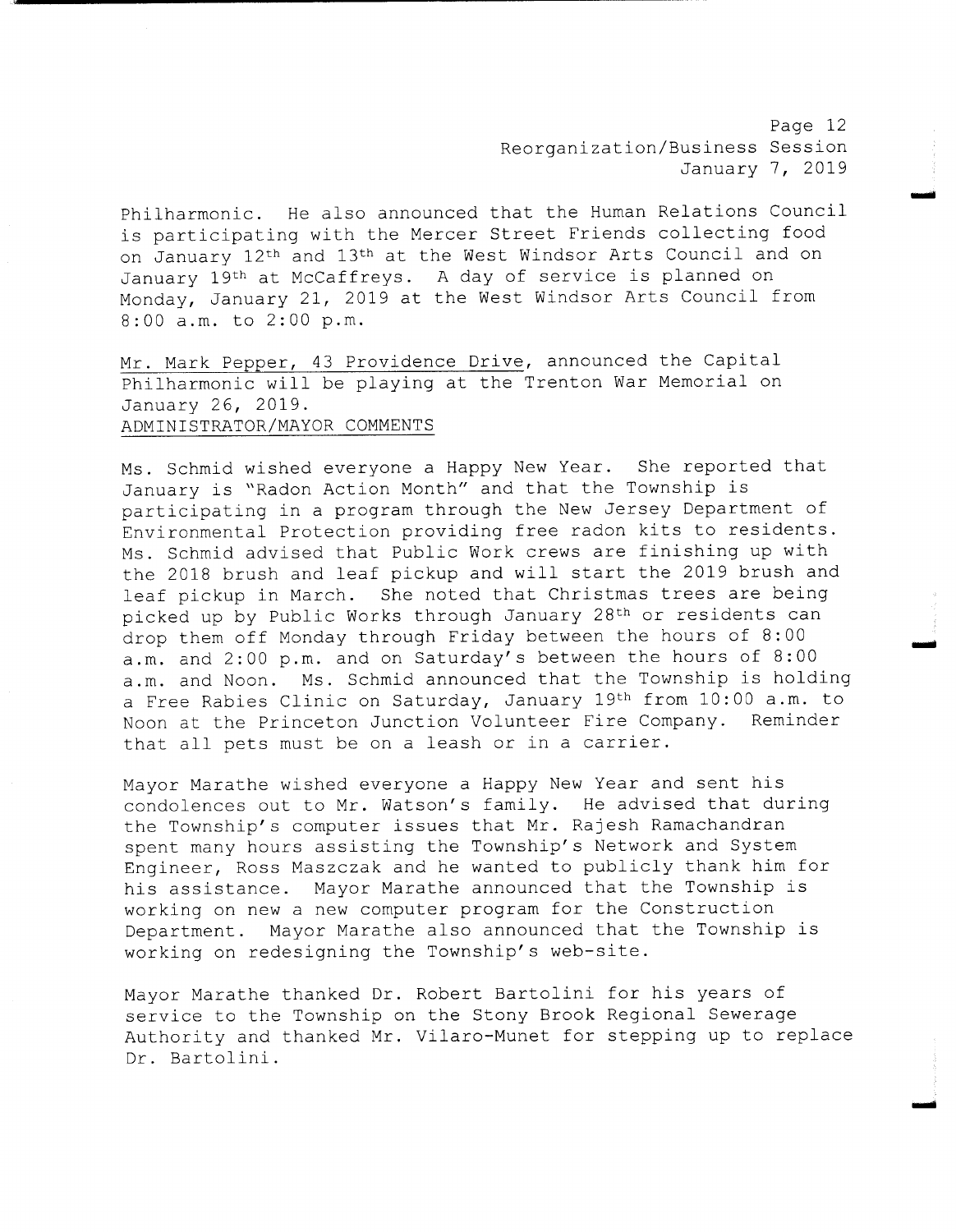Philharmonic. He also announced that the Human Relations Council is participating with the Mercer Street Friends collecting food on January 12th and 13th at the West Windsor Arts Council and on January 19th at McCaffreys. A day of service is planned on Monday, January 21, 2019 at the West Windsor Arts Council from 8:00 a.m. to 2:00 p.m.

Mr. Mark Pepper, 43 Providence Drive, announced the Capital Philharmonic will be playing at the Trenton War Memorial on January 26, 2019.

ADMINISTRATOR/MAYOR COMMENTS

Ms. Schmid wished everyone a Happy New Year. She reported that January is "Radon Action Month" and that the Township is participating in a program through the New Jersey Department of Environmental Protection providing free radon kits to residents. Ms. Schmid advised that Public Work crews are finishing up with the 2018 brush and leaf pickup and will start the 2019 brush and leaf pickup in March. She noted that Christmas trees are being picked up by Public Works through January 28th or residents can drop them off Monday through Friday between the hours of 8:00 a.m. and 2:00 p.m. and on Saturday's between the hours of 8:00 a.m. and Noon. Ms. Schmid announced that the Township is holding a Free Rabies Clinic on Saturday, January 19th from 10:00 a.m. to Noon at the Princeton Junction Volunteer Fire Company. Reminder that all pets must be on a leash or in a carrier.

Mayor Marathe wished everyone a Happy New Year and sent his condolences out to Mr. Watson's family. He advised that during the Township's computer issues that Mr. Rajesh Ramachandran spent many hours assisting the Township's Network and System Engineer, Ross Maszczak and he wanted to publicly thank him for his assistance. Mayor Marathe announced that the Township is working on new a new computer program for the Construction Department. Mayor Marathe also announced that the Township is working on redesigning the Township's web-site.

Mayor Marathe thanked Dr. Robert Bartolini for his years of service to the Township on the Stony Brook Regional Sewerage Authority and thanked Mr. Vilaro-Munet for stepping up to replace Dr. Bartolini.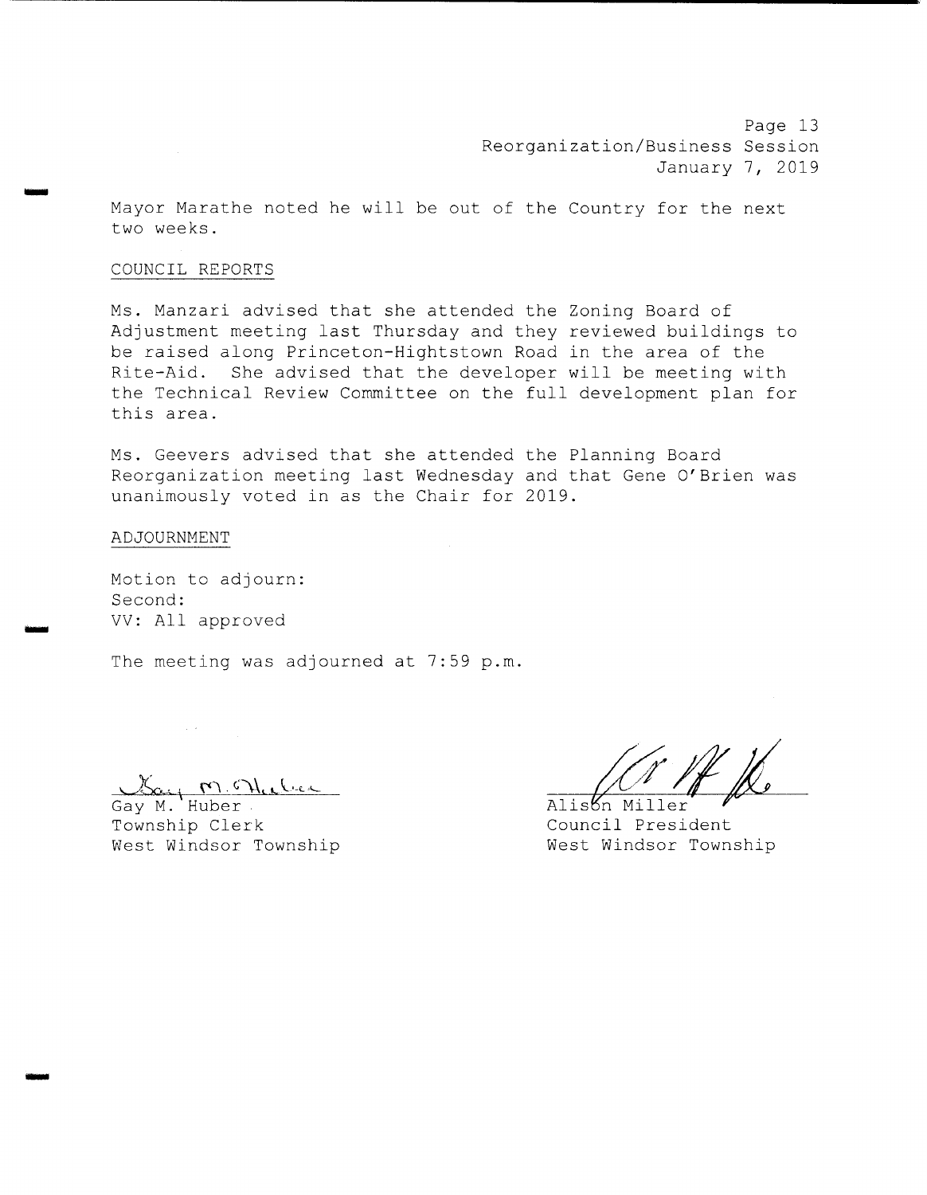Mayor Marathe noted he will be out of the Country for the next two weeks.

COUNCIL REPORTS

Ms. Manzari advised that she attended the Zoning Board of Adjustment meeting last Thursday and they reviewed buildings to be raised along Princeton-Hightstown Road in the area of the Rite-Aid. She advised that the developer will be meeting with the Technical Review Committee on the full development plan for this area.

Ms. Geevers advised that she attended the Planning Board Reorganization meeting last Wednesday and that Gene O'Brien was unanimously voted in as the Chair for 2019.

ADJOURNMENT

Motion to adjourn:
Second:
VV: All approved

The meeting was adjourned at 7:59 p.m.

Gay M. Huber
Township Clerk
West Windsor Township

Alison Miller
Council President
West Windsor Township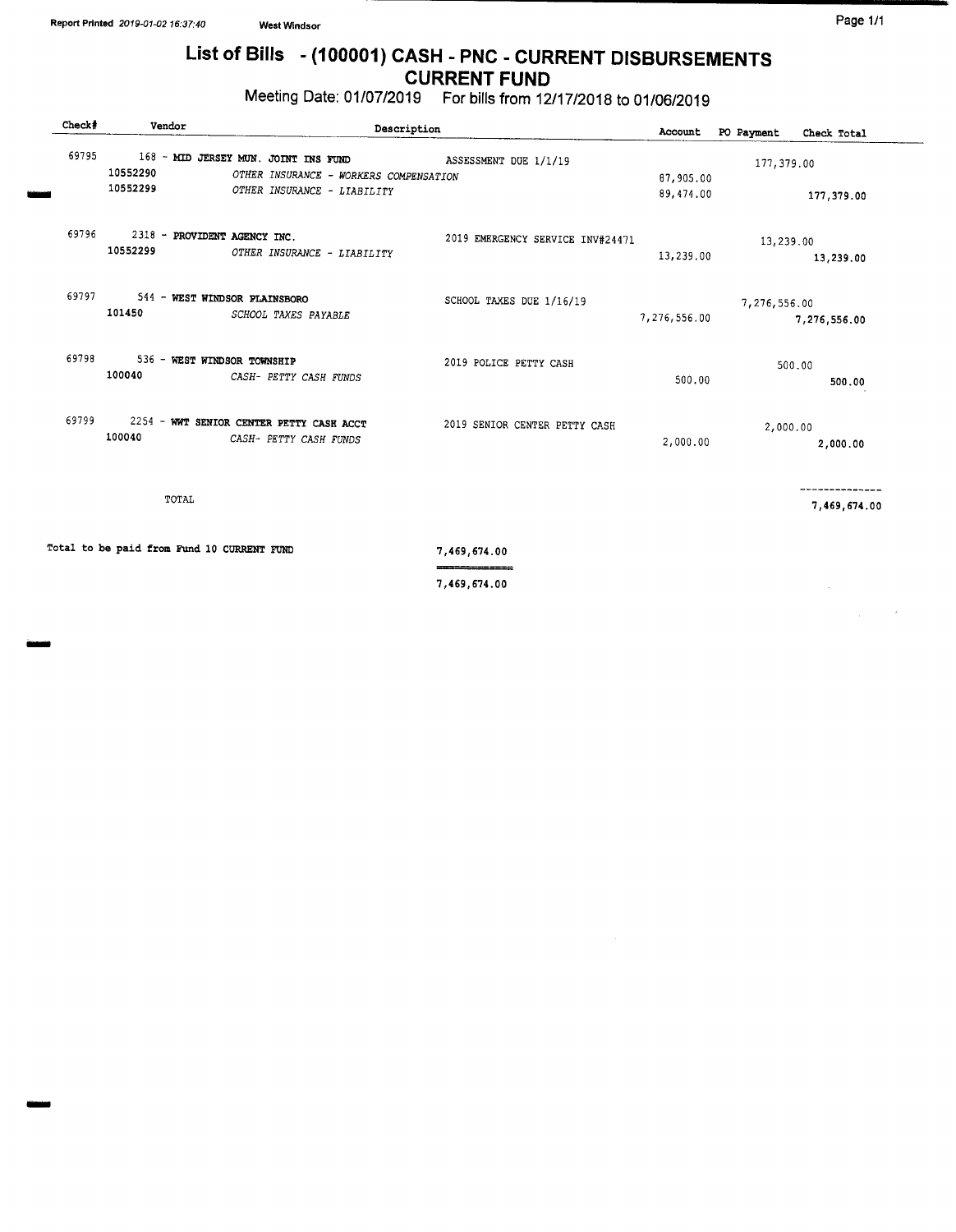Report Printed 2019-01-02 16:37:40 West Windsor

# List of Bills - (100001) CASH - PNC - CURRENT DISBURSEMENTS
## CURRENT FUND

Meeting Date: 01/07/2019 For bills from 12/17/2018 to 01/06/2019

| Check# | Vendor | | Description | Account | PO Payment | Check Total |
|---|---|---|---|---|---|---|
| 69795 | 168 - **MID JERSEY MUN. JOINT INS FUND** | | ASSESSMENT DUE 1/1/19 | | 177,379.00 | |
| | 10552290 | *OTHER INSURANCE - WORKERS COMPENSATION* | | 87,905.00 | | |
| | 10552299 | *OTHER INSURANCE - LIABILITY* | | 89,474.00 | | **177,379.00** |
| 69796 | 2318 - **PROVIDENT AGENCY INC.** | | 2019 EMERGENCY SERVICE INV#24471 | | 13,239.00 | |
| | 10552299 | *OTHER INSURANCE - LIABILITY* | | 13,239.00 | | **13,239.00** |
| 69797 | 544 - **WEST WINDSOR PLAINSBORO** | | SCHOOL TAXES DUE 1/16/19 | | 7,276,556.00 | |
| | 101450 | *SCHOOL TAXES PAYABLE* | | 7,276,556.00 | | **7,276,556.00** |
| 69798 | 536 - **WEST WINDSOR TOWNSHIP** | | 2019 POLICE PETTY CASH | | 500.00 | |
| | 100040 | *CASH- PETTY CASH FUNDS* | | 500.00 | | **500.00** |
| 69799 | 2254 - **WWT SENIOR CENTER PETTY CASH ACCT** | | 2019 SENIOR CENTER PETTY CASH | | 2,000.00 | |
| | 100040 | *CASH- PETTY CASH FUNDS* | | 2,000.00 | | **2,000.00** |
| | TOTAL | | | | | **7,469,674.00** |

Total to be paid from Fund 10 CURRENT FUND 7,469,674.00

7,469,674.00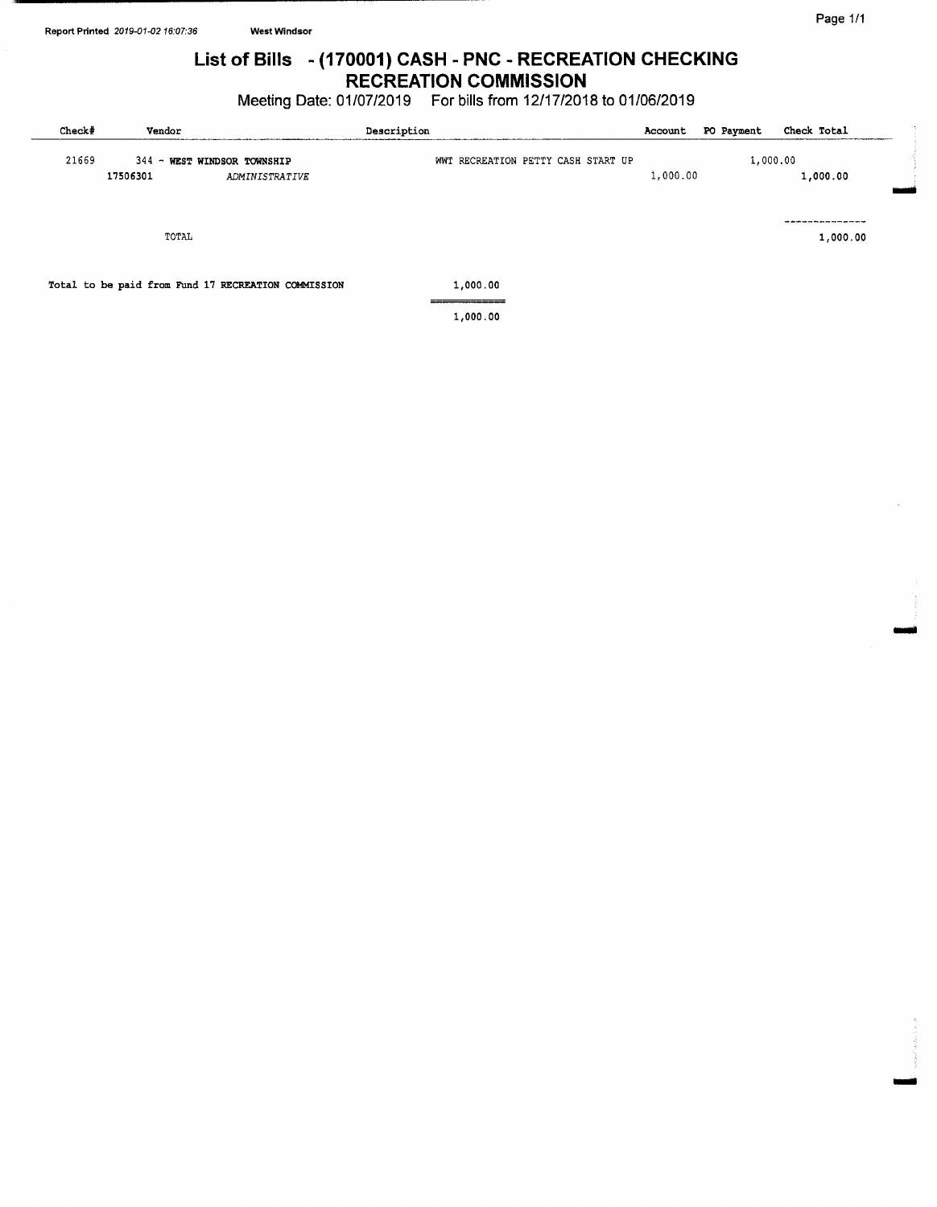Report Printed *2019-01-02 16:07:36* **West Windsor**

# List of Bills - (170001) CASH - PNC - RECREATION CHECKING
## RECREATION COMMISSION

Meeting Date: 01/07/2019 For bills from 12/17/2018 to 01/06/2019

| Check# | Vendor | Description | Account | PO Payment | Check Total |
|---|---|---|---|---|---|
| 21669 | 344 - **WEST WINDSOR TOWNSHIP** | WWT RECREATION PETTY CASH START UP | | 1,000.00 | |
| | 17506301 *ADMINISTRATIVE* | | 1,000.00 | | 1,000.00 |
| | TOTAL | | | | 1,000.00 |

Total to be paid from Fund 17 RECREATION COMMISSION 1,000.00

1,000.00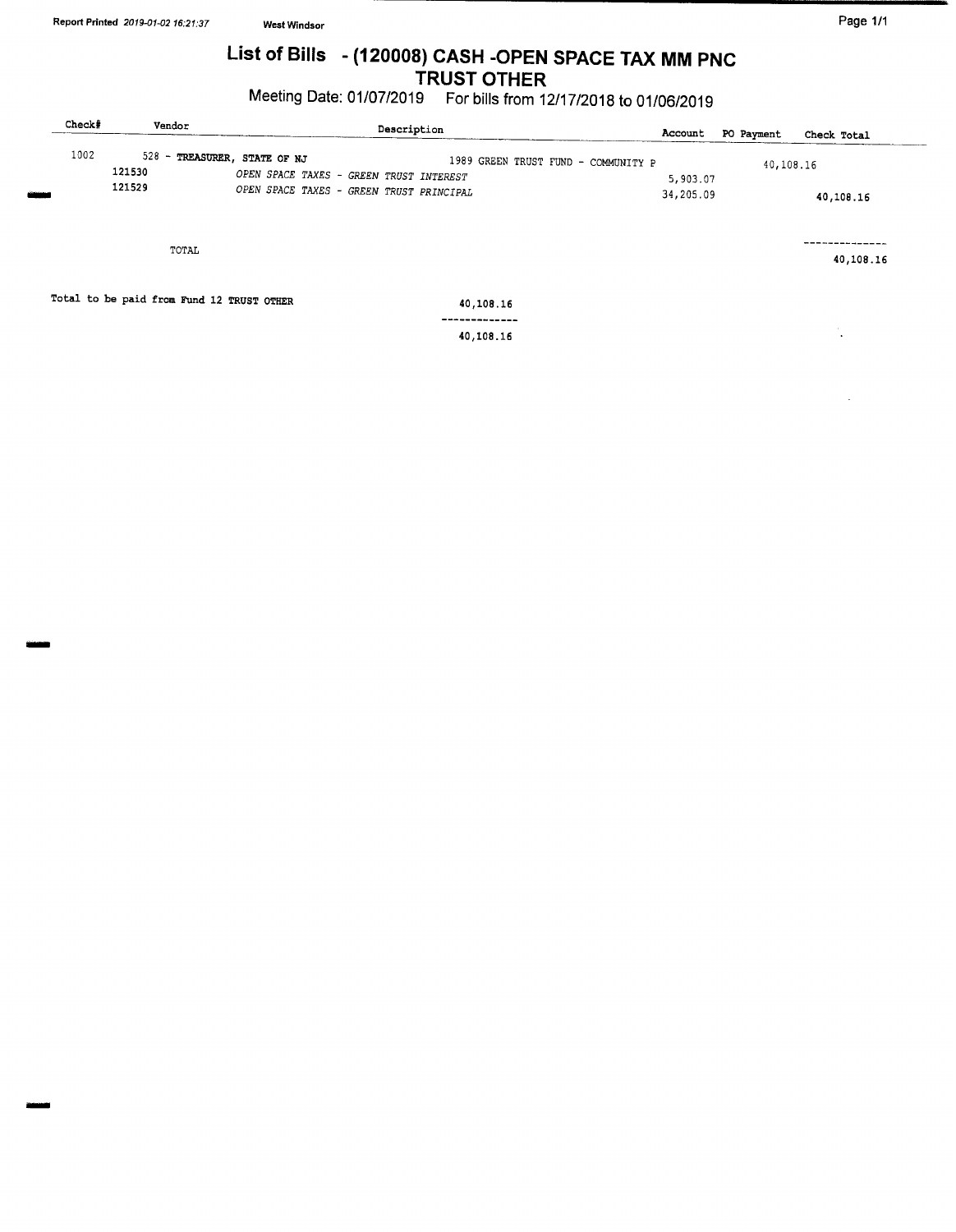Report Printed *2019-01-02 16:21:37* **West Windsor**

# List of Bills - (120008) CASH -OPEN SPACE TAX MM PNC TRUST OTHER

**Meeting Date: 01/07/2019 For bills from 12/17/2018 to 01/06/2019**

| Check# | Vendor | Description | Account | PO Payment | Check Total |
|---|---|---|---|---|---|
| 1002 | 528 - **TREASURER, STATE OF NJ** | 1989 GREEN TRUST FUND - COMMUNITY P | | 40,108.16 | |
| | 121530 | *OPEN SPACE TAXES - GREEN TRUST INTEREST* | 5,903.07 | | |
| | 121529 | *OPEN SPACE TAXES - GREEN TRUST PRINCIPAL* | 34,205.09 | | 40,108.16 |
| | TOTAL | | | | 40,108.16 |

| | |
|---|---|
| Total to be paid from Fund 12 TRUST OTHER | 40,108.16 |
| | 40,108.16 |